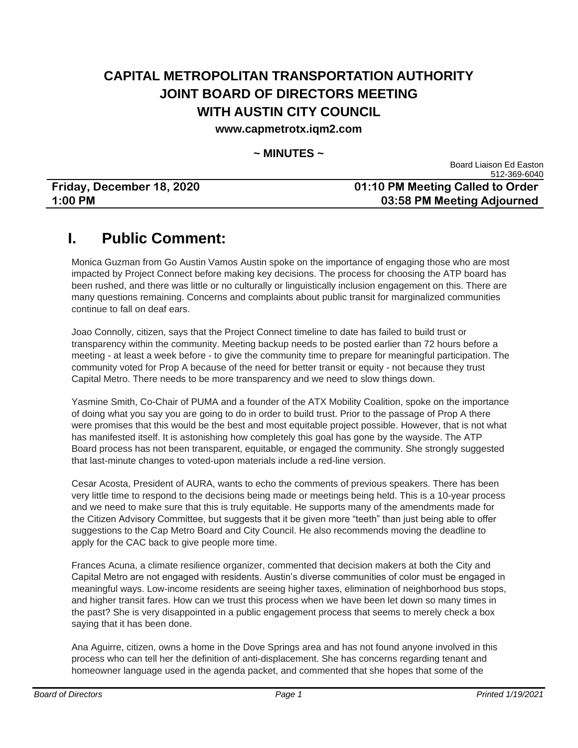# CAPITAL METROPOLITAN TRANSPORTATION AUTHORITY JOINT BOARD OF DIRECTORS MEETING WITH AUSTIN CITY COUNCIL

**www.capmetrotx.iqm2.com**

**~ MINUTES ~**

Board Liaison Ed Easton
512-369-6040

| **Friday, December 18, 2020** | **01:10 PM Meeting Called to Order** |
|---|---|
| **1:00 PM** | **03:58 PM Meeting Adjourned** |

# I. Public Comment:

Monica Guzman from Go Austin Vamos Austin spoke on the importance of engaging those who are most impacted by Project Connect before making key decisions. The process for choosing the ATP board has been rushed, and there was little or no culturally or linguistically inclusion engagement on this. There are many questions remaining. Concerns and complaints about public transit for marginalized communities continue to fall on deaf ears.

Joao Connolly, citizen, says that the Project Connect timeline to date has failed to build trust or transparency within the community. Meeting backup needs to be posted earlier than 72 hours before a meeting - at least a week before - to give the community time to prepare for meaningful participation. The community voted for Prop A because of the need for better transit or equity - not because they trust Capital Metro. There needs to be more transparency and we need to slow things down.

Yasmine Smith, Co-Chair of PUMA and a founder of the ATX Mobility Coalition, spoke on the importance of doing what you say you are going to do in order to build trust. Prior to the passage of Prop A there were promises that this would be the best and most equitable project possible. However, that is not what has manifested itself. It is astonishing how completely this goal has gone by the wayside. The ATP Board process has not been transparent, equitable, or engaged the community. She strongly suggested that last-minute changes to voted-upon materials include a red-line version.

Cesar Acosta, President of AURA, wants to echo the comments of previous speakers. There has been very little time to respond to the decisions being made or meetings being held. This is a 10-year process and we need to make sure that this is truly equitable. He supports many of the amendments made for the Citizen Advisory Committee, but suggests that it be given more "teeth" than just being able to offer suggestions to the Cap Metro Board and City Council. He also recommends moving the deadline to apply for the CAC back to give people more time.

Frances Acuna, a climate resilience organizer, commented that decision makers at both the City and Capital Metro are not engaged with residents. Austin's diverse communities of color must be engaged in meaningful ways. Low-income residents are seeing higher taxes, elimination of neighborhood bus stops, and higher transit fares. How can we trust this process when we have been let down so many times in the past? She is very disappointed in a public engagement process that seems to merely check a box saying that it has been done.

Ana Aguirre, citizen, owns a home in the Dove Springs area and has not found anyone involved in this process who can tell her the definition of anti-displacement. She has concerns regarding tenant and homeowner language used in the agenda packet, and commented that she hopes that some of the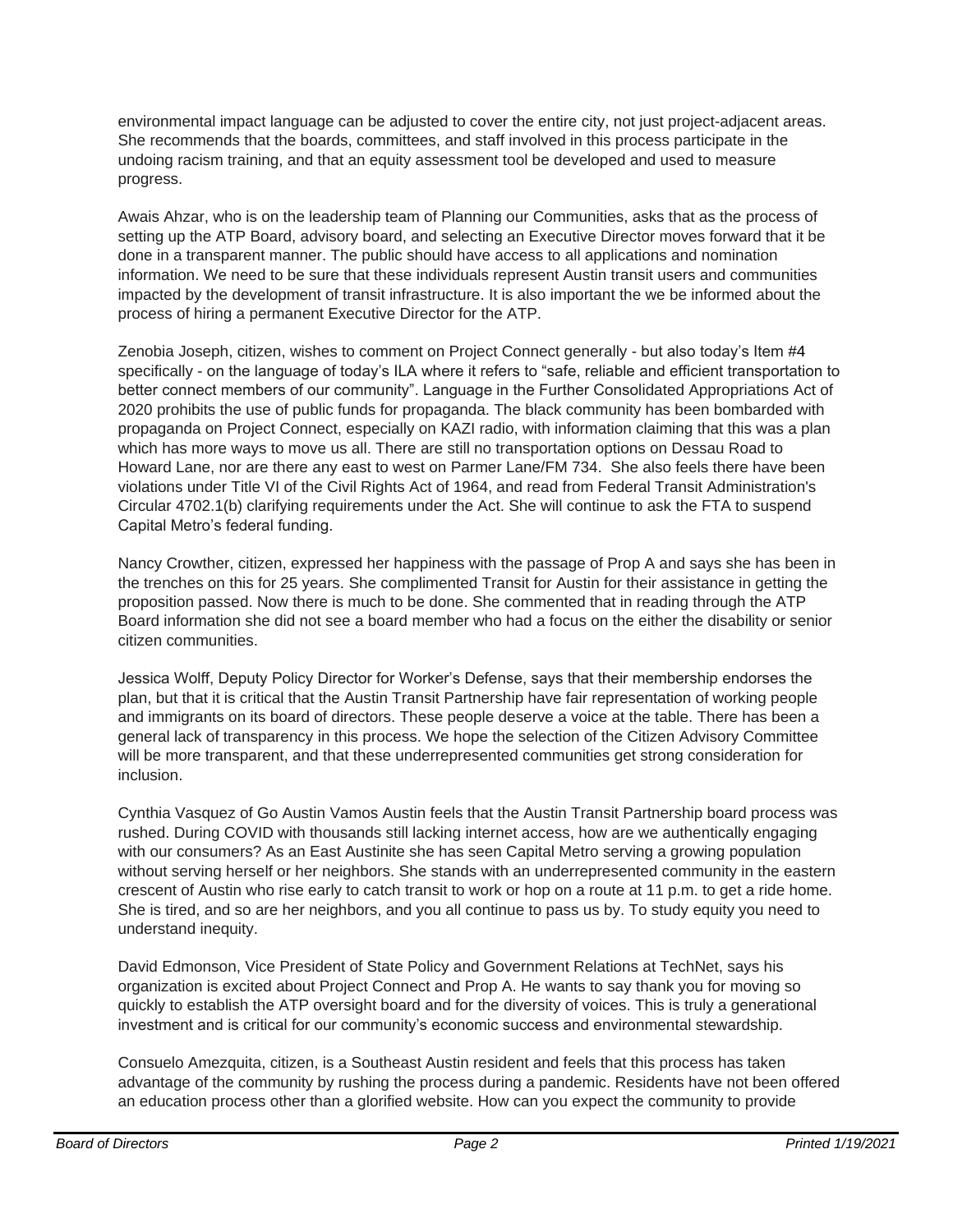environmental impact language can be adjusted to cover the entire city, not just project-adjacent areas. She recommends that the boards, committees, and staff involved in this process participate in the undoing racism training, and that an equity assessment tool be developed and used to measure progress.

Awais Ahzar, who is on the leadership team of Planning our Communities, asks that as the process of setting up the ATP Board, advisory board, and selecting an Executive Director moves forward that it be done in a transparent manner. The public should have access to all applications and nomination information. We need to be sure that these individuals represent Austin transit users and communities impacted by the development of transit infrastructure. It is also important the we be informed about the process of hiring a permanent Executive Director for the ATP.

Zenobia Joseph, citizen, wishes to comment on Project Connect generally - but also today's Item #4 specifically - on the language of today's ILA where it refers to "safe, reliable and efficient transportation to better connect members of our community". Language in the Further Consolidated Appropriations Act of 2020 prohibits the use of public funds for propaganda. The black community has been bombarded with propaganda on Project Connect, especially on KAZI radio, with information claiming that this was a plan which has more ways to move us all. There are still no transportation options on Dessau Road to Howard Lane, nor are there any east to west on Parmer Lane/FM 734. She also feels there have been violations under Title VI of the Civil Rights Act of 1964, and read from Federal Transit Administration's Circular 4702.1(b) clarifying requirements under the Act. She will continue to ask the FTA to suspend Capital Metro's federal funding.

Nancy Crowther, citizen, expressed her happiness with the passage of Prop A and says she has been in the trenches on this for 25 years. She complimented Transit for Austin for their assistance in getting the proposition passed. Now there is much to be done. She commented that in reading through the ATP Board information she did not see a board member who had a focus on the either the disability or senior citizen communities.

Jessica Wolff, Deputy Policy Director for Worker's Defense, says that their membership endorses the plan, but that it is critical that the Austin Transit Partnership have fair representation of working people and immigrants on its board of directors. These people deserve a voice at the table. There has been a general lack of transparency in this process. We hope the selection of the Citizen Advisory Committee will be more transparent, and that these underrepresented communities get strong consideration for inclusion.

Cynthia Vasquez of Go Austin Vamos Austin feels that the Austin Transit Partnership board process was rushed. During COVID with thousands still lacking internet access, how are we authentically engaging with our consumers? As an East Austinite she has seen Capital Metro serving a growing population without serving herself or her neighbors. She stands with an underrepresented community in the eastern crescent of Austin who rise early to catch transit to work or hop on a route at 11 p.m. to get a ride home. She is tired, and so are her neighbors, and you all continue to pass us by. To study equity you need to understand inequity.

David Edmonson, Vice President of State Policy and Government Relations at TechNet, says his organization is excited about Project Connect and Prop A. He wants to say thank you for moving so quickly to establish the ATP oversight board and for the diversity of voices. This is truly a generational investment and is critical for our community's economic success and environmental stewardship.

Consuelo Amezquita, citizen, is a Southeast Austin resident and feels that this process has taken advantage of the community by rushing the process during a pandemic. Residents have not been offered an education process other than a glorified website. How can you expect the community to provide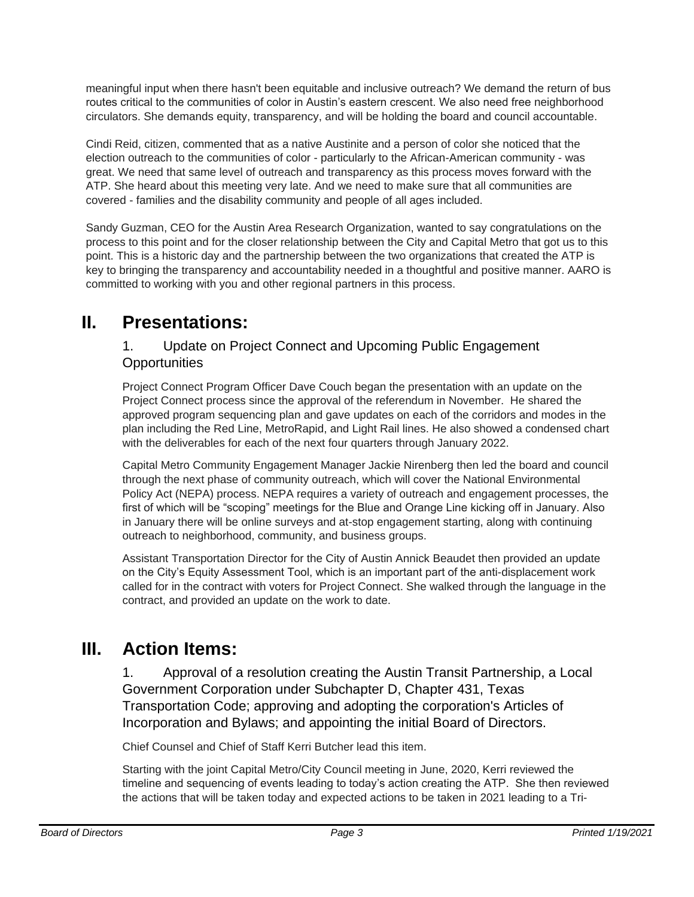meaningful input when there hasn't been equitable and inclusive outreach? We demand the return of bus routes critical to the communities of color in Austin's eastern crescent. We also need free neighborhood circulators. She demands equity, transparency, and will be holding the board and council accountable.

Cindi Reid, citizen, commented that as a native Austinite and a person of color she noticed that the election outreach to the communities of color - particularly to the African-American community - was great. We need that same level of outreach and transparency as this process moves forward with the ATP. She heard about this meeting very late. And we need to make sure that all communities are covered - families and the disability community and people of all ages included.

Sandy Guzman, CEO for the Austin Area Research Organization, wanted to say congratulations on the process to this point and for the closer relationship between the City and Capital Metro that got us to this point. This is a historic day and the partnership between the two organizations that created the ATP is key to bringing the transparency and accountability needed in a thoughtful and positive manner. AARO is committed to working with you and other regional partners in this process.

# II. Presentations:

## 1. Update on Project Connect and Upcoming Public Engagement Opportunities

Project Connect Program Officer Dave Couch began the presentation with an update on the Project Connect process since the approval of the referendum in November. He shared the approved program sequencing plan and gave updates on each of the corridors and modes in the plan including the Red Line, MetroRapid, and Light Rail lines. He also showed a condensed chart with the deliverables for each of the next four quarters through January 2022.

Capital Metro Community Engagement Manager Jackie Nirenberg then led the board and council through the next phase of community outreach, which will cover the National Environmental Policy Act (NEPA) process. NEPA requires a variety of outreach and engagement processes, the first of which will be "scoping" meetings for the Blue and Orange Line kicking off in January. Also in January there will be online surveys and at-stop engagement starting, along with continuing outreach to neighborhood, community, and business groups.

Assistant Transportation Director for the City of Austin Annick Beaudet then provided an update on the City's Equity Assessment Tool, which is an important part of the anti-displacement work called for in the contract with voters for Project Connect. She walked through the language in the contract, and provided an update on the work to date.

# III. Action Items:

## 1. Approval of a resolution creating the Austin Transit Partnership, a Local Government Corporation under Subchapter D, Chapter 431, Texas Transportation Code; approving and adopting the corporation's Articles of Incorporation and Bylaws; and appointing the initial Board of Directors.

Chief Counsel and Chief of Staff Kerri Butcher lead this item.

Starting with the joint Capital Metro/City Council meeting in June, 2020, Kerri reviewed the timeline and sequencing of events leading to today's action creating the ATP. She then reviewed the actions that will be taken today and expected actions to be taken in 2021 leading to a Tri-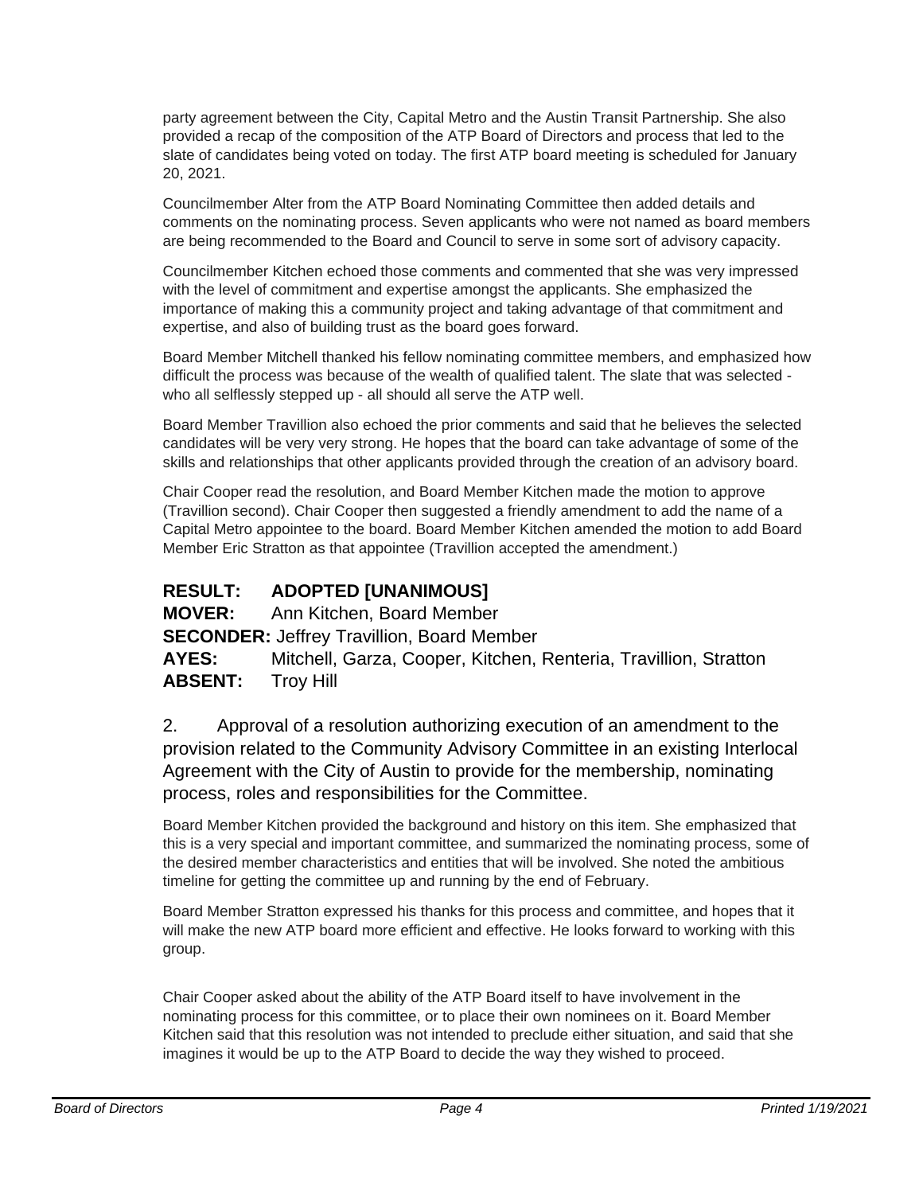party agreement between the City, Capital Metro and the Austin Transit Partnership. She also provided a recap of the composition of the ATP Board of Directors and process that led to the slate of candidates being voted on today. The first ATP board meeting is scheduled for January 20, 2021.

Councilmember Alter from the ATP Board Nominating Committee then added details and comments on the nominating process. Seven applicants who were not named as board members are being recommended to the Board and Council to serve in some sort of advisory capacity.

Councilmember Kitchen echoed those comments and commented that she was very impressed with the level of commitment and expertise amongst the applicants. She emphasized the importance of making this a community project and taking advantage of that commitment and expertise, and also of building trust as the board goes forward.

Board Member Mitchell thanked his fellow nominating committee members, and emphasized how difficult the process was because of the wealth of qualified talent. The slate that was selected - who all selflessly stepped up - all should all serve the ATP well.

Board Member Travillion also echoed the prior comments and said that he believes the selected candidates will be very very strong. He hopes that the board can take advantage of some of the skills and relationships that other applicants provided through the creation of an advisory board.

Chair Cooper read the resolution, and Board Member Kitchen made the motion to approve (Travillion second). Chair Cooper then suggested a friendly amendment to add the name of a Capital Metro appointee to the board. Board Member Kitchen amended the motion to add Board Member Eric Stratton as that appointee (Travillion accepted the amendment.)

**RESULT: ADOPTED [UNANIMOUS]**
**MOVER:** Ann Kitchen, Board Member
**SECONDER:** Jeffrey Travillion, Board Member
**AYES:** Mitchell, Garza, Cooper, Kitchen, Renteria, Travillion, Stratton
**ABSENT:** Troy Hill

2. Approval of a resolution authorizing execution of an amendment to the provision related to the Community Advisory Committee in an existing Interlocal Agreement with the City of Austin to provide for the membership, nominating process, roles and responsibilities for the Committee.

Board Member Kitchen provided the background and history on this item. She emphasized that this is a very special and important committee, and summarized the nominating process, some of the desired member characteristics and entities that will be involved. She noted the ambitious timeline for getting the committee up and running by the end of February.

Board Member Stratton expressed his thanks for this process and committee, and hopes that it will make the new ATP board more efficient and effective. He looks forward to working with this group.

Chair Cooper asked about the ability of the ATP Board itself to have involvement in the nominating process for this committee, or to place their own nominees on it. Board Member Kitchen said that this resolution was not intended to preclude either situation, and said that she imagines it would be up to the ATP Board to decide the way they wished to proceed.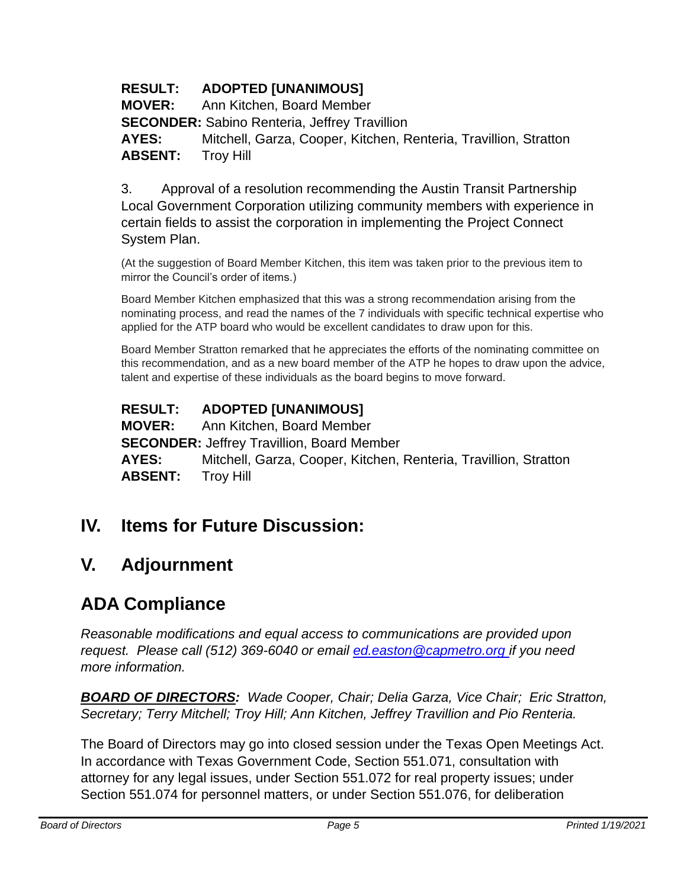**RESULT: ADOPTED [UNANIMOUS]**
**MOVER:** Ann Kitchen, Board Member
**SECONDER:** Sabino Renteria, Jeffrey Travillion
**AYES:** Mitchell, Garza, Cooper, Kitchen, Renteria, Travillion, Stratton
**ABSENT:** Troy Hill

3. Approval of a resolution recommending the Austin Transit Partnership Local Government Corporation utilizing community members with experience in certain fields to assist the corporation in implementing the Project Connect System Plan.

(At the suggestion of Board Member Kitchen, this item was taken prior to the previous item to mirror the Council's order of items.)

Board Member Kitchen emphasized that this was a strong recommendation arising from the nominating process, and read the names of the 7 individuals with specific technical expertise who applied for the ATP board who would be excellent candidates to draw upon for this.

Board Member Stratton remarked that he appreciates the efforts of the nominating committee on this recommendation, and as a new board member of the ATP he hopes to draw upon the advice, talent and expertise of these individuals as the board begins to move forward.

**RESULT: ADOPTED [UNANIMOUS]**
**MOVER:** Ann Kitchen, Board Member
**SECONDER:** Jeffrey Travillion, Board Member
**AYES:** Mitchell, Garza, Cooper, Kitchen, Renteria, Travillion, Stratton
**ABSENT:** Troy Hill

## IV. Items for Future Discussion:

## V. Adjournment

## ADA Compliance

*Reasonable modifications and equal access to communications are provided upon request. Please call (512) 369-6040 or email ed.easton@capmetro.org if you need more information.*

***BOARD OF DIRECTORS:*** *Wade Cooper, Chair; Delia Garza, Vice Chair; Eric Stratton, Secretary; Terry Mitchell; Troy Hill; Ann Kitchen, Jeffrey Travillion and Pio Renteria.*

The Board of Directors may go into closed session under the Texas Open Meetings Act. In accordance with Texas Government Code, Section 551.071, consultation with attorney for any legal issues, under Section 551.072 for real property issues; under Section 551.074 for personnel matters, or under Section 551.076, for deliberation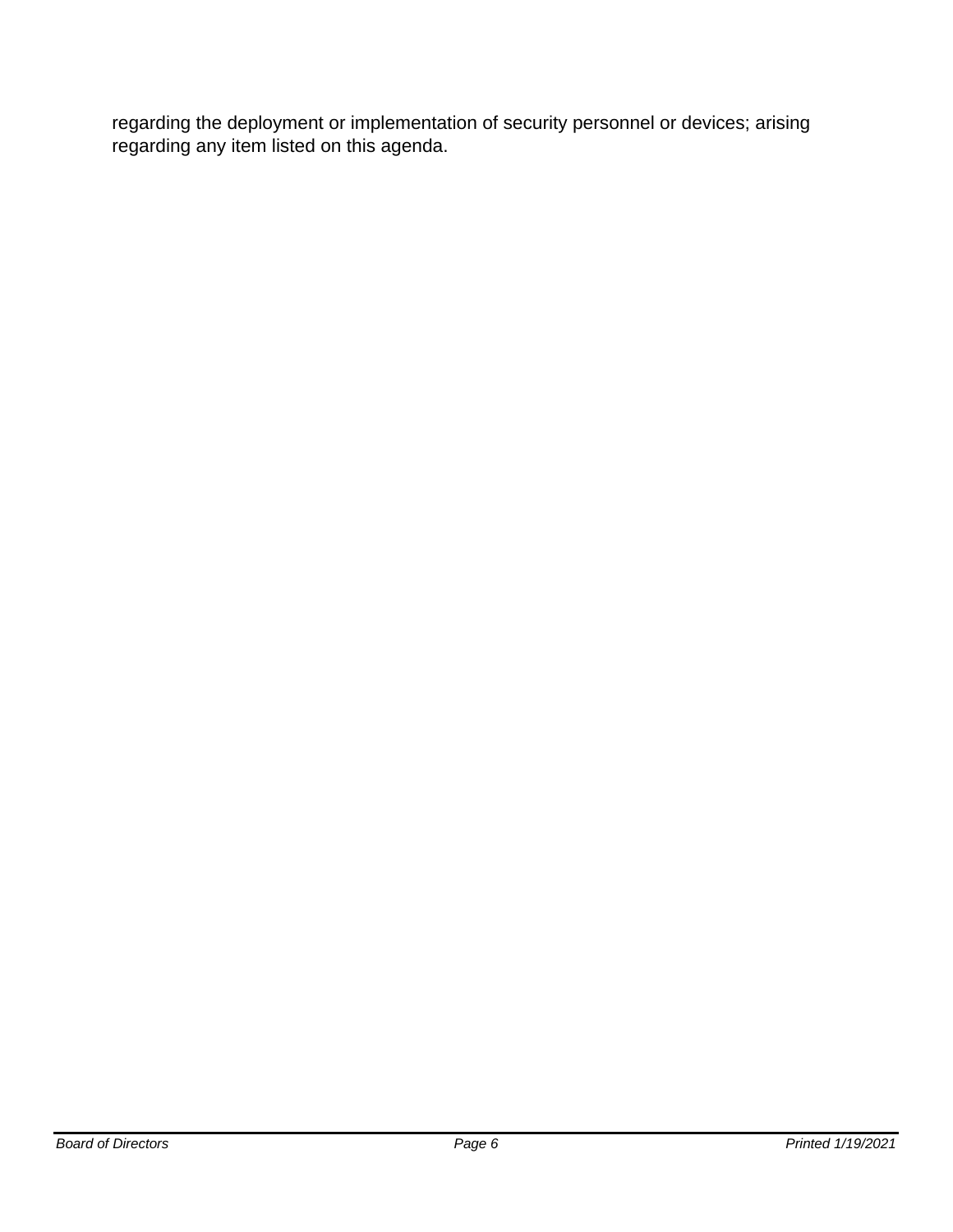regarding the deployment or implementation of security personnel or devices; arising regarding any item listed on this agenda.